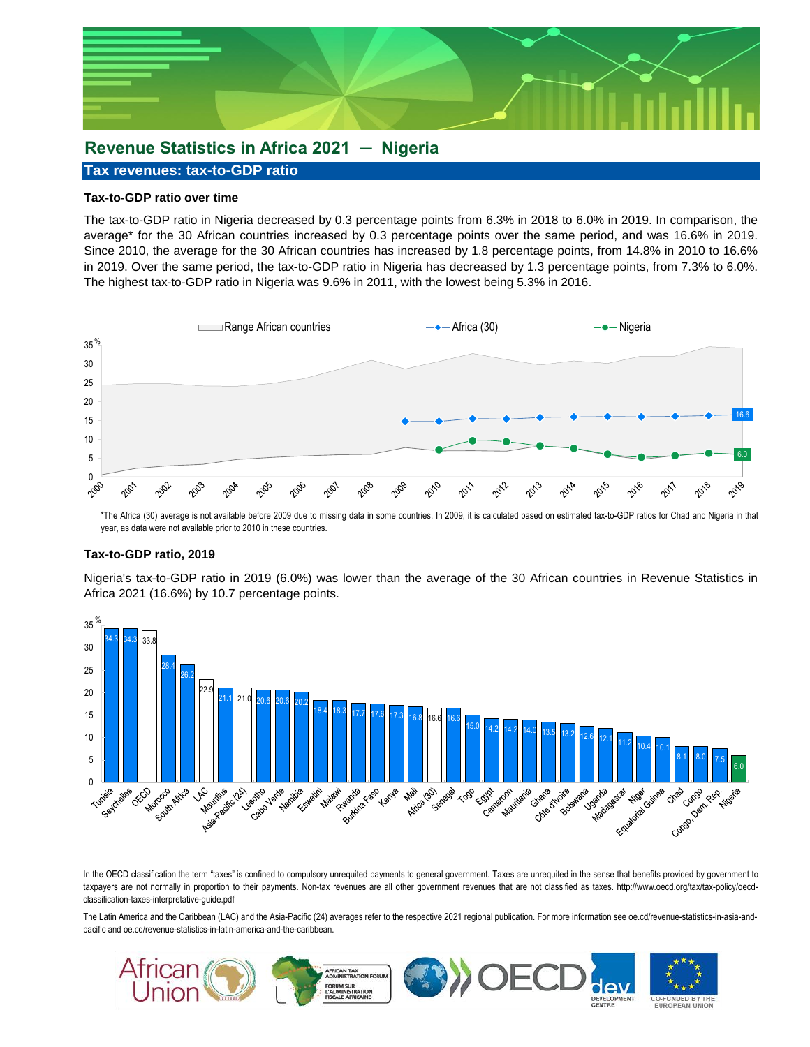# Revenue Statistics in Africa 2021 — Nigeria

## Tax revenues: tax-to-GDP ratio

### Tax-to-GDP ratio over time

The tax-to-GDP ratio in Nigeria decreased by 0.3 percentage points from 6.3% in 2018 to 6.0% in 2019. In comparison, the average* for the 30 African countries increased by 0.3 percentage points over the same period, and was 16.6% in 2019. Since 2010, the average for the 30 African countries has increased by 1.8 percentage points, from 14.8% in 2010 to 16.6% in 2019. Over the same period, the tax-to-GDP ratio in Nigeria has decreased by 1.3 percentage points, from 7.3% to 6.0%. The highest tax-to-GDP ratio in Nigeria was 9.6% in 2011, with the lowest being 5.3% in 2016.

*The Africa (30) average is not available before 2009 due to missing data in some countries. In 2009, it is calculated based on estimated tax-to-GDP ratios for Chad and Nigeria in that year, as data were not available prior to 2010 in these countries.

### Tax-to-GDP ratio, 2019

Nigeria's tax-to-GDP ratio in 2019 (6.0%) was lower than the average of the 30 African countries in Revenue Statistics in Africa 2021 (16.6%) by 10.7 percentage points.

| Country | % |
|---|---|
| Tunisia | 34.3 |
| Seychelles | 34.3 |
| OECD | 33.8 |
| Morocco | 28.4 |
| South Africa | 26.2 |
| LAC | 22.9 |
| Mauritius | 21.1 |
| Asia-Pacific (24) | 21.0 |
| Lesotho | 20.6 |
| Cabo Verde | 20.6 |
| Namibia | 20.2 |
| Eswatini | 18.4 |
| Malawi | 18.3 |
| Rwanda | 17.7 |
| Burkina Faso | 17.6 |
| Kenya | 17.3 |
| Mali | 16.8 |
| Africa (30) | 16.6 |
| Senegal | 16.6 |
| Togo | 15.0 |
| Egypt | 14.2 |
| Cameroon | 14.2 |
| Mauritania | 14.0 |
| Ghana | 13.5 |
| Côte d'Ivoire | 13.2 |
| Botswana | 12.6 |
| Uganda | 12.1 |
| Madagascar | 11.2 |
| Niger | 10.4 |
| Equatorial Guinea | 10.1 |
| Chad | 8.1 |
| Congo | 8.0 |
| Congo, Dem. Rep. | 7.5 |
| Nigeria | 6.0 |

In the OECD classification the term "taxes" is confined to compulsory unrequited payments to general government. Taxes are unrequited in the sense that benefits provided by government to taxpayers are not normally in proportion to their payments. Non-tax revenues are all other government revenues that are not classified as taxes. http://www.oecd.org/tax/tax-policy/oecd-classification-taxes-interpretative-guide.pdf

The Latin America and the Caribbean (LAC) and the Asia-Pacific (24) averages refer to the respective 2021 regional publication. For more information see oe.cd/revenue-statistics-in-asia-and-pacific and oe.cd/revenue-statistics-in-latin-america-and-the-caribbean.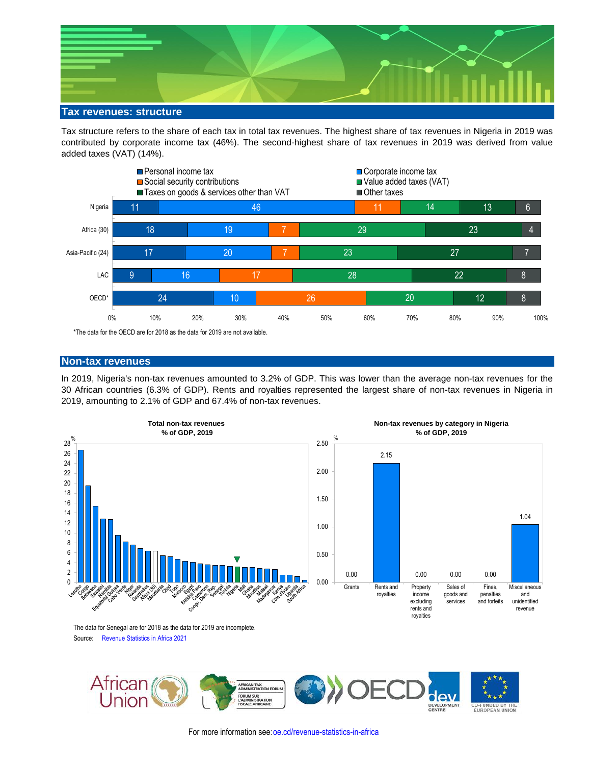## Tax revenues: structure

Tax structure refers to the share of each tax in total tax revenues. The highest share of tax revenues in Nigeria in 2019 was contributed by corporate income tax (46%). The second-highest share of tax revenues in 2019 was derived from value added taxes (VAT) (14%).

Personal income tax
Corporate income tax
Social security contributions
Value added taxes (VAT)
Taxes on goods & services other than VAT
Other taxes

Nigeria: 11, 46, 11, 14, 13, 6
Africa (30): 18, 19, 7, 29, 23, 4
Asia-Pacific (24): 17, 20, 7, 23, 27, 7
LAC: 9, 16, 17, 28, 22, 8
OECD*: 24, 10, 26, 20, 12, 8

0% 10% 20% 30% 40% 50% 60% 70% 80% 90% 100%

*The data for the OECD are for 2018 as the data for 2019 are not available.

## Non-tax revenues

In 2019, Nigeria's non-tax revenues amounted to 3.2% of GDP. This was lower than the average non-tax revenues for the 30 African countries (6.3% of GDP). Rents and royalties represented the largest share of non-tax revenues in Nigeria in 2019, amounting to 2.1% of GDP and 67.4% of non-tax revenues.

**Total non-tax revenues**
**% of GDP, 2019**

%
0 2 4 6 8 10 12 14 16 18 20 22 24 26 28

Lesotho, Congo, Botswana, Eswatini, Namibia, Equatorial Guinea, Cabo Verde, Niger, Rwanda, Seychelles, Africa (30), Mauritania, Chad, Togo, Morocco, Egypt, Burkina Faso, Cameroon, Congo, Dem. Rep., Senegal, Tunisia, Nigeria, Mali, Ghana, Mauritius, Malawi, Madagascar, Kenya, Côte d'Ivoire, Uganda, South Africa

**Non-tax revenues by category in Nigeria**
**% of GDP, 2019**

%
0.00 0.50 1.00 1.50 2.00 2.50

Grants: 0.00
Rents and royalties: 2.15
Property income excluding rents and royalties: 0.00
Sales of goods and services: 0.00
Fines, penalties and forfeits: 0.00
Miscellaneous and unidentified revenue: 1.04

The data for Senegal are for 2018 as the data for 2019 are incomplete.

Source: Revenue Statistics in Africa 2021

For more information see: oe.cd/revenue-statistics-in-africa